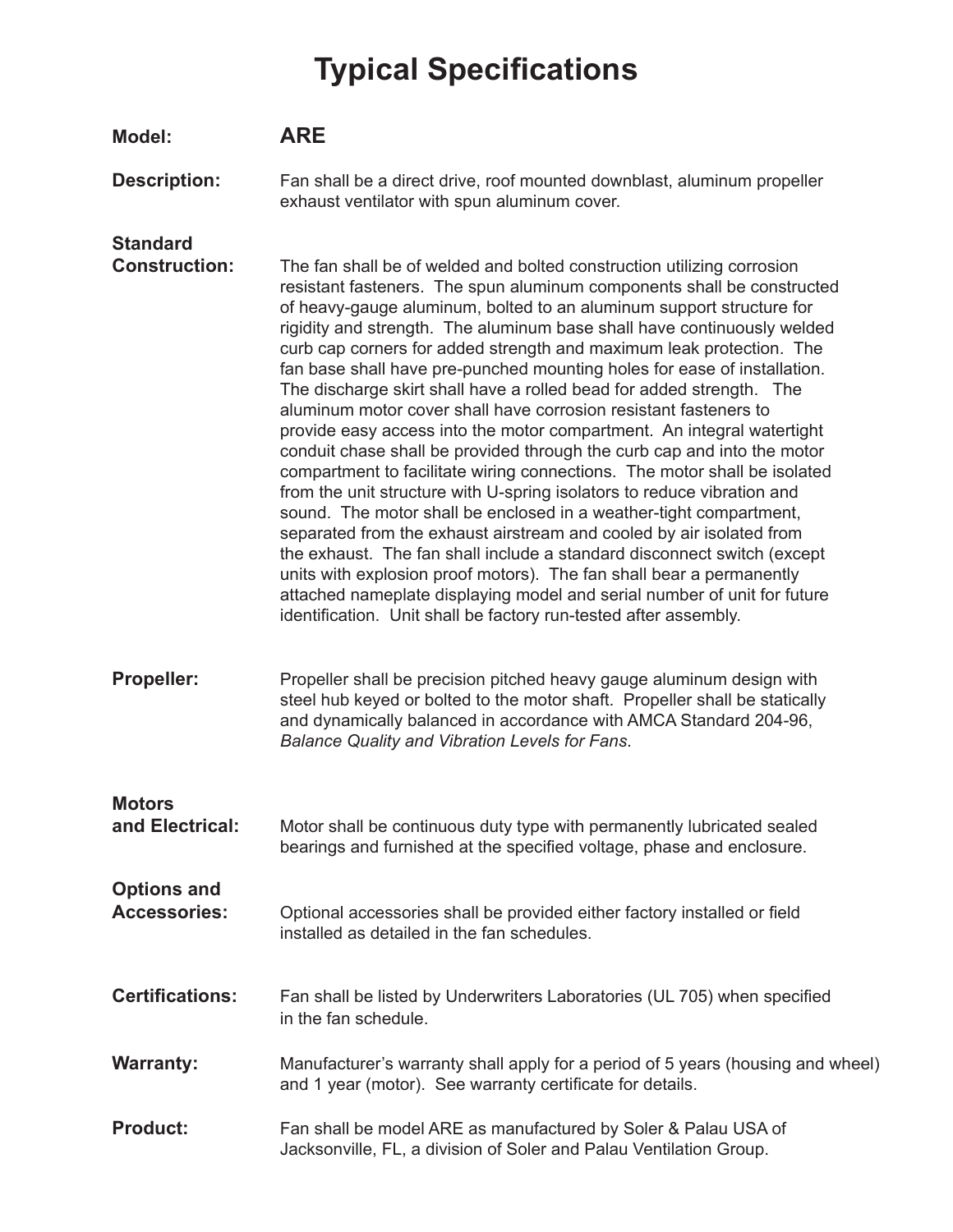# Typical Specifications

**Model:** **ARE**

**Description:** Fan shall be a direct drive, roof mounted downblast, aluminum propeller exhaust ventilator with spun aluminum cover.

**Standard Construction:** The fan shall be of welded and bolted construction utilizing corrosion resistant fasteners. The spun aluminum components shall be constructed of heavy-gauge aluminum, bolted to an aluminum support structure for rigidity and strength. The aluminum base shall have continuously welded curb cap corners for added strength and maximum leak protection. The fan base shall have pre-punched mounting holes for ease of installation. The discharge skirt shall have a rolled bead for added strength. The aluminum motor cover shall have corrosion resistant fasteners to provide easy access into the motor compartment. An integral watertight conduit chase shall be provided through the curb cap and into the motor compartment to facilitate wiring connections. The motor shall be isolated from the unit structure with U-spring isolators to reduce vibration and sound. The motor shall be enclosed in a weather-tight compartment, separated from the exhaust airstream and cooled by air isolated from the exhaust. The fan shall include a standard disconnect switch (except units with explosion proof motors). The fan shall bear a permanently attached nameplate displaying model and serial number of unit for future identification. Unit shall be factory run-tested after assembly.

**Propeller:** Propeller shall be precision pitched heavy gauge aluminum design with steel hub keyed or bolted to the motor shaft. Propeller shall be statically and dynamically balanced in accordance with AMCA Standard 204-96, *Balance Quality and Vibration Levels for Fans*.

**Motors and Electrical:** Motor shall be continuous duty type with permanently lubricated sealed bearings and furnished at the specified voltage, phase and enclosure.

**Options and Accessories:** Optional accessories shall be provided either factory installed or field installed as detailed in the fan schedules.

**Certifications:** Fan shall be listed by Underwriters Laboratories (UL 705) when specified in the fan schedule.

**Warranty:** Manufacturer's warranty shall apply for a period of 5 years (housing and wheel) and 1 year (motor). See warranty certificate for details.

**Product:** Fan shall be model ARE as manufactured by Soler & Palau USA of Jacksonville, FL, a division of Soler and Palau Ventilation Group.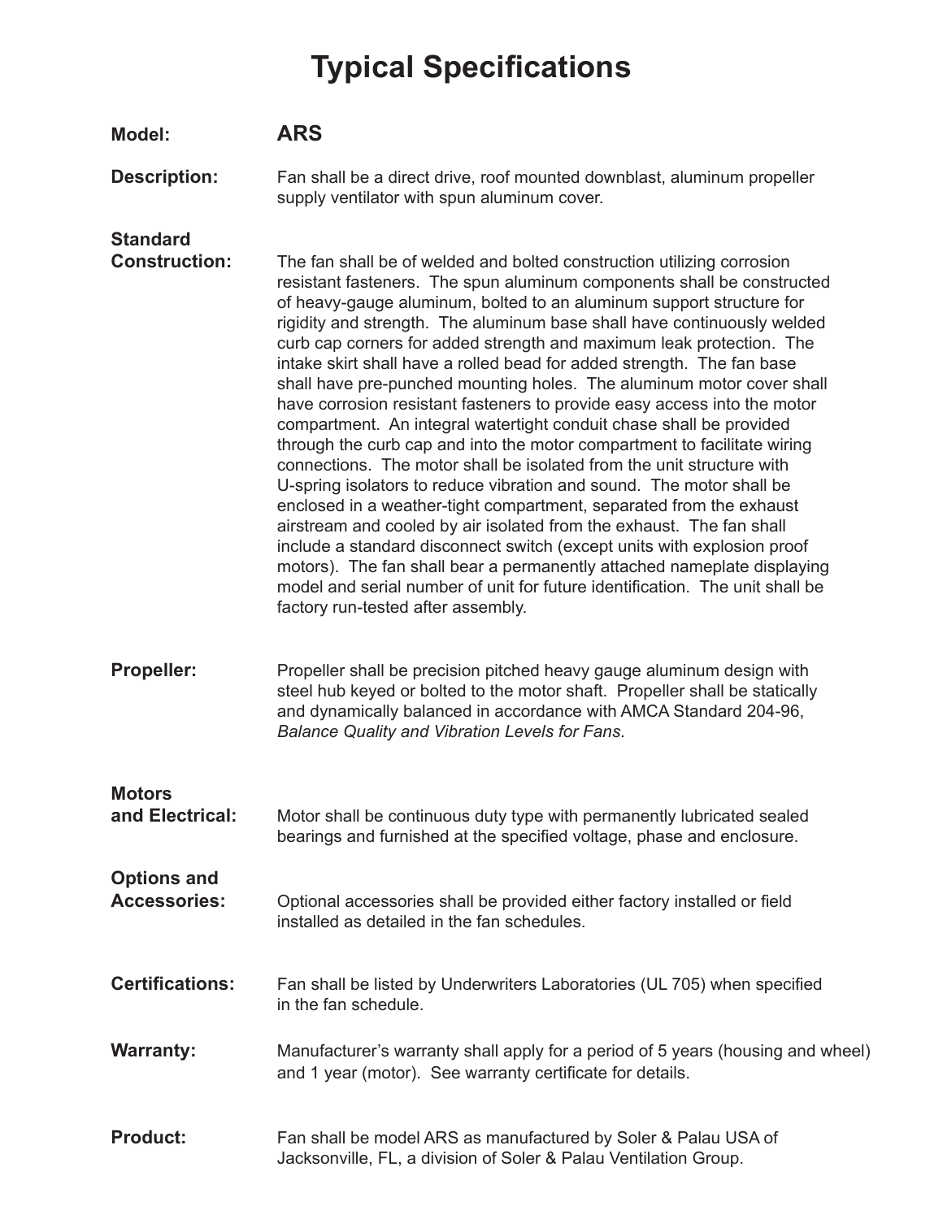# Typical Specifications

**Model:** **ARS**

**Description:** Fan shall be a direct drive, roof mounted downblast, aluminum propeller supply ventilator with spun aluminum cover.

**Standard Construction:** The fan shall be of welded and bolted construction utilizing corrosion resistant fasteners. The spun aluminum components shall be constructed of heavy-gauge aluminum, bolted to an aluminum support structure for rigidity and strength. The aluminum base shall have continuously welded curb cap corners for added strength and maximum leak protection. The intake skirt shall have a rolled bead for added strength. The fan base shall have pre-punched mounting holes. The aluminum motor cover shall have corrosion resistant fasteners to provide easy access into the motor compartment. An integral watertight conduit chase shall be provided through the curb cap and into the motor compartment to facilitate wiring connections. The motor shall be isolated from the unit structure with U-spring isolators to reduce vibration and sound. The motor shall be enclosed in a weather-tight compartment, separated from the exhaust airstream and cooled by air isolated from the exhaust. The fan shall include a standard disconnect switch (except units with explosion proof motors). The fan shall bear a permanently attached nameplate displaying model and serial number of unit for future identification. The unit shall be factory run-tested after assembly.

**Propeller:** Propeller shall be precision pitched heavy gauge aluminum design with steel hub keyed or bolted to the motor shaft. Propeller shall be statically and dynamically balanced in accordance with AMCA Standard 204-96, *Balance Quality and Vibration Levels for Fans.*

**Motors and Electrical:** Motor shall be continuous duty type with permanently lubricated sealed bearings and furnished at the specified voltage, phase and enclosure.

**Options and Accessories:** Optional accessories shall be provided either factory installed or field installed as detailed in the fan schedules.

**Certifications:** Fan shall be listed by Underwriters Laboratories (UL 705) when specified in the fan schedule.

**Warranty:** Manufacturer's warranty shall apply for a period of 5 years (housing and wheel) and 1 year (motor). See warranty certificate for details.

**Product:** Fan shall be model ARS as manufactured by Soler & Palau USA of Jacksonville, FL, a division of Soler & Palau Ventilation Group.